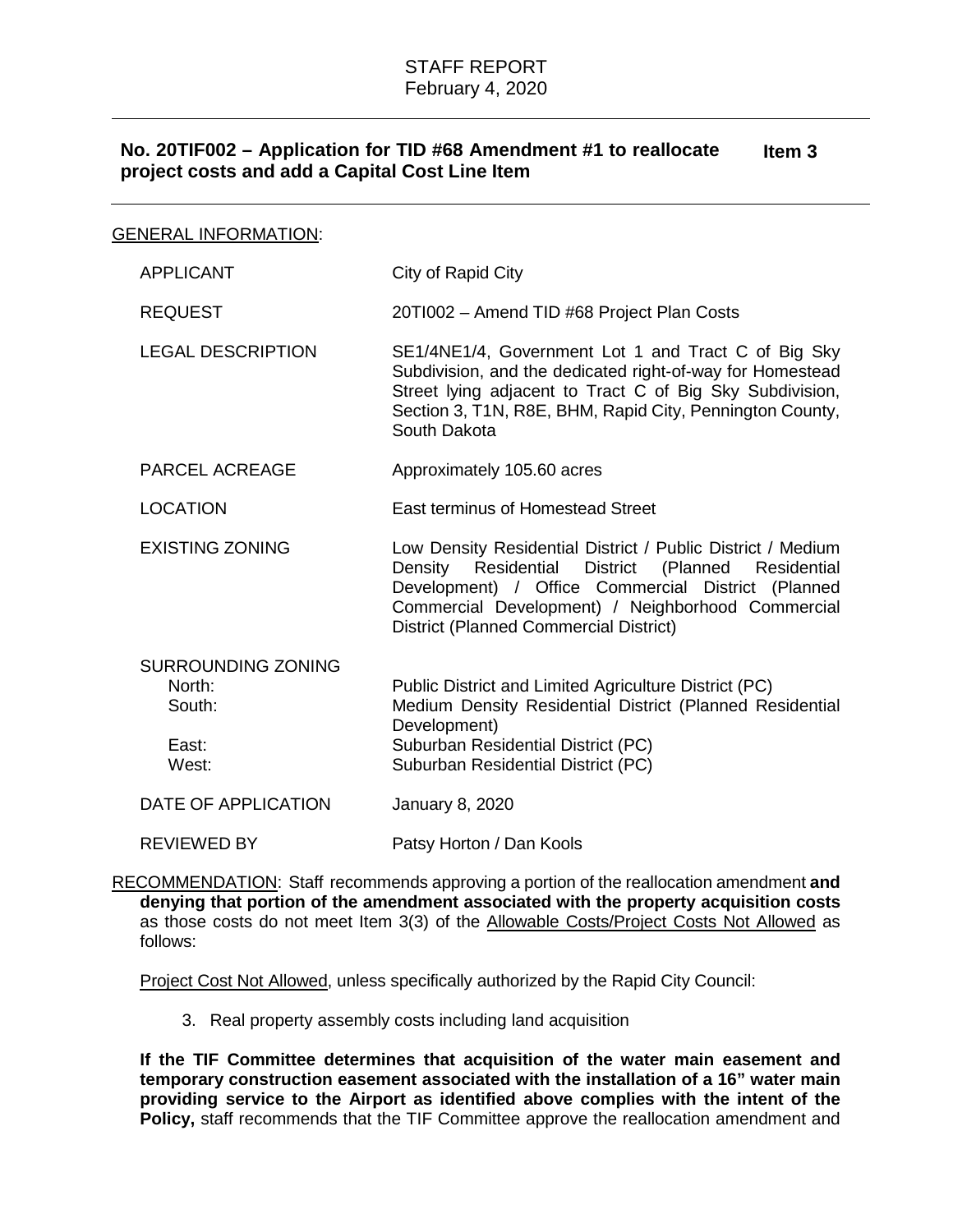STAFF REPORT
February 4, 2020

## No. 20TIF002 – Application for TID #68 Amendment #1 to reallocate project costs and add a Capital Cost Line Item — Item 3

GENERAL INFORMATION:

| | |
|---|---|
| APPLICANT | City of Rapid City |
| REQUEST | 20TI002 – Amend TID #68 Project Plan Costs |
| LEGAL DESCRIPTION | SE1/4NE1/4, Government Lot 1 and Tract C of Big Sky Subdivision, and the dedicated right-of-way for Homestead Street lying adjacent to Tract C of Big Sky Subdivision, Section 3, T1N, R8E, BHM, Rapid City, Pennington County, South Dakota |
| PARCEL ACREAGE | Approximately 105.60 acres |
| LOCATION | East terminus of Homestead Street |
| EXISTING ZONING | Low Density Residential District / Public District / Medium Density Residential District (Planned Residential Development) / Office Commercial District (Planned Commercial Development) / Neighborhood Commercial District (Planned Commercial District) |
| SURROUNDING ZONING | |
| North: | Public District and Limited Agriculture District (PC) |
| South: | Medium Density Residential District (Planned Residential Development) |
| East: | Suburban Residential District (PC) |
| West: | Suburban Residential District (PC) |
| DATE OF APPLICATION | January 8, 2020 |
| REVIEWED BY | Patsy Horton / Dan Kools |

RECOMMENDATION: Staff recommends approving a portion of the reallocation amendment **and denying that portion of the amendment associated with the property acquisition costs** as those costs do not meet Item 3(3) of the Allowable Costs/Project Costs Not Allowed as follows:

Project Cost Not Allowed, unless specifically authorized by the Rapid City Council:

3. Real property assembly costs including land acquisition

**If the TIF Committee determines that acquisition of the water main easement and temporary construction easement associated with the installation of a 16" water main providing service to the Airport as identified above complies with the intent of the Policy,** staff recommends that the TIF Committee approve the reallocation amendment and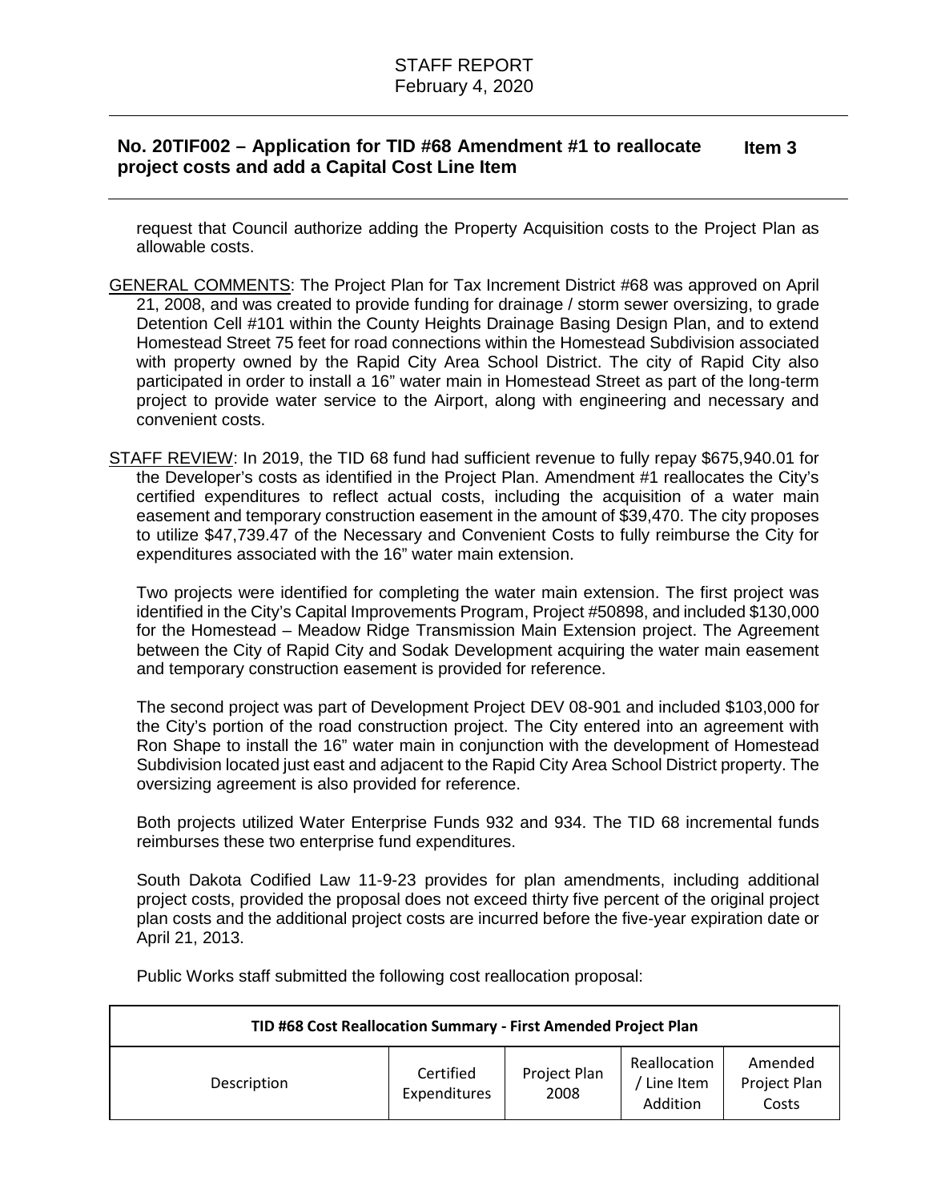request that Council authorize adding the Property Acquisition costs to the Project Plan as allowable costs.

GENERAL COMMENTS: The Project Plan for Tax Increment District #68 was approved on April 21, 2008, and was created to provide funding for drainage / storm sewer oversizing, to grade Detention Cell #101 within the County Heights Drainage Basing Design Plan, and to extend Homestead Street 75 feet for road connections within the Homestead Subdivision associated with property owned by the Rapid City Area School District. The city of Rapid City also participated in order to install a 16" water main in Homestead Street as part of the long-term project to provide water service to the Airport, along with engineering and necessary and convenient costs.

STAFF REVIEW: In 2019, the TID 68 fund had sufficient revenue to fully repay $675,940.01 for the Developer's costs as identified in the Project Plan. Amendment #1 reallocates the City's certified expenditures to reflect actual costs, including the acquisition of a water main easement and temporary construction easement in the amount of $39,470. The city proposes to utilize $47,739.47 of the Necessary and Convenient Costs to fully reimburse the City for expenditures associated with the 16" water main extension.

Two projects were identified for completing the water main extension. The first project was identified in the City's Capital Improvements Program, Project #50898, and included $130,000 for the Homestead – Meadow Ridge Transmission Main Extension project. The Agreement between the City of Rapid City and Sodak Development acquiring the water main easement and temporary construction easement is provided for reference.

The second project was part of Development Project DEV 08-901 and included $103,000 for the City's portion of the road construction project. The City entered into an agreement with Ron Shape to install the 16" water main in conjunction with the development of Homestead Subdivision located just east and adjacent to the Rapid City Area School District property. The oversizing agreement is also provided for reference.

Both projects utilized Water Enterprise Funds 932 and 934. The TID 68 incremental funds reimburses these two enterprise fund expenditures.

South Dakota Codified Law 11-9-23 provides for plan amendments, including additional project costs, provided the proposal does not exceed thirty five percent of the original project plan costs and the additional project costs are incurred before the five-year expiration date or April 21, 2013.

Public Works staff submitted the following cost reallocation proposal:

| TID #68 Cost Reallocation Summary - First Amended Project Plan | | | | |
|---|---|---|---|---|
| Description | Certified Expenditures | Project Plan 2008 | Reallocation / Line Item Addition | Amended Project Plan Costs |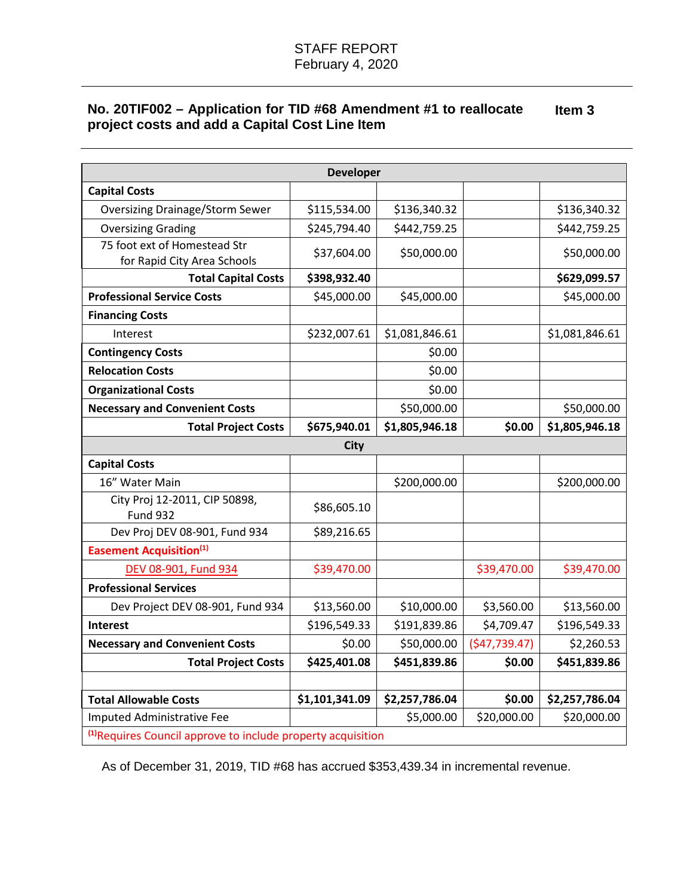STAFF REPORT
February 4, 2020

**No. 20TIF002 – Application for TID #68 Amendment #1 to reallocate project costs and add a Capital Cost Line Item** **Item 3**

| | | | | |
|---|---|---|---|---|
| **Developer** | | | | |
| **Capital Costs** | | | | |
| Oversizing Drainage/Storm Sewer | $115,534.00 | $136,340.32 | | $136,340.32 |
| Oversizing Grading | $245,794.40 | $442,759.25 | | $442,759.25 |
| 75 foot ext of Homestead Str for Rapid City Area Schools | $37,604.00 | $50,000.00 | | $50,000.00 |
| **Total Capital Costs** | **$398,932.40** | | | **$629,099.57** |
| **Professional Service Costs** | $45,000.00 | $45,000.00 | | $45,000.00 |
| **Financing Costs** | | | | |
| Interest | $232,007.61 | $1,081,846.61 | | $1,081,846.61 |
| **Contingency Costs** | | $0.00 | | |
| **Relocation Costs** | | $0.00 | | |
| **Organizational Costs** | | $0.00 | | |
| **Necessary and Convenient Costs** | | $50,000.00 | | $50,000.00 |
| **Total Project Costs** | **$675,940.01** | **$1,805,946.18** | **$0.00** | **$1,805,946.18** |
| **City** | | | | |
| **Capital Costs** | | | | |
| 16" Water Main | | $200,000.00 | | $200,000.00 |
| City Proj 12-2011, CIP 50898, Fund 932 | $86,605.10 | | | |
| Dev Proj DEV 08-901, Fund 934 | $89,216.65 | | | |
| **Easement Acquisition[(1)]** | | | | |
| DEV 08-901, Fund 934 | $39,470.00 | | $39,470.00 | $39,470.00 |
| **Professional Services** | | | | |
| Dev Project DEV 08-901, Fund 934 | $13,560.00 | $10,000.00 | $3,560.00 | $13,560.00 |
| **Interest** | $196,549.33 | $191,839.86 | $4,709.47 | $196,549.33 |
| **Necessary and Convenient Costs** | $0.00 | $50,000.00 | ($47,739.47) | $2,260.53 |
| **Total Project Costs** | **$425,401.08** | **$451,839.86** | **$0.00** | **$451,839.86** |
| | | | | |
| **Total Allowable Costs** | **$1,101,341.09** | **$2,257,786.04** | **$0.00** | **$2,257,786.04** |
| Imputed Administrative Fee | | $5,000.00 | $20,000.00 | $20,000.00 |
| [(1)]Requires Council approve to include property acquisition | | | | |

As of December 31, 2019, TID #68 has accrued $353,439.34 in incremental revenue.